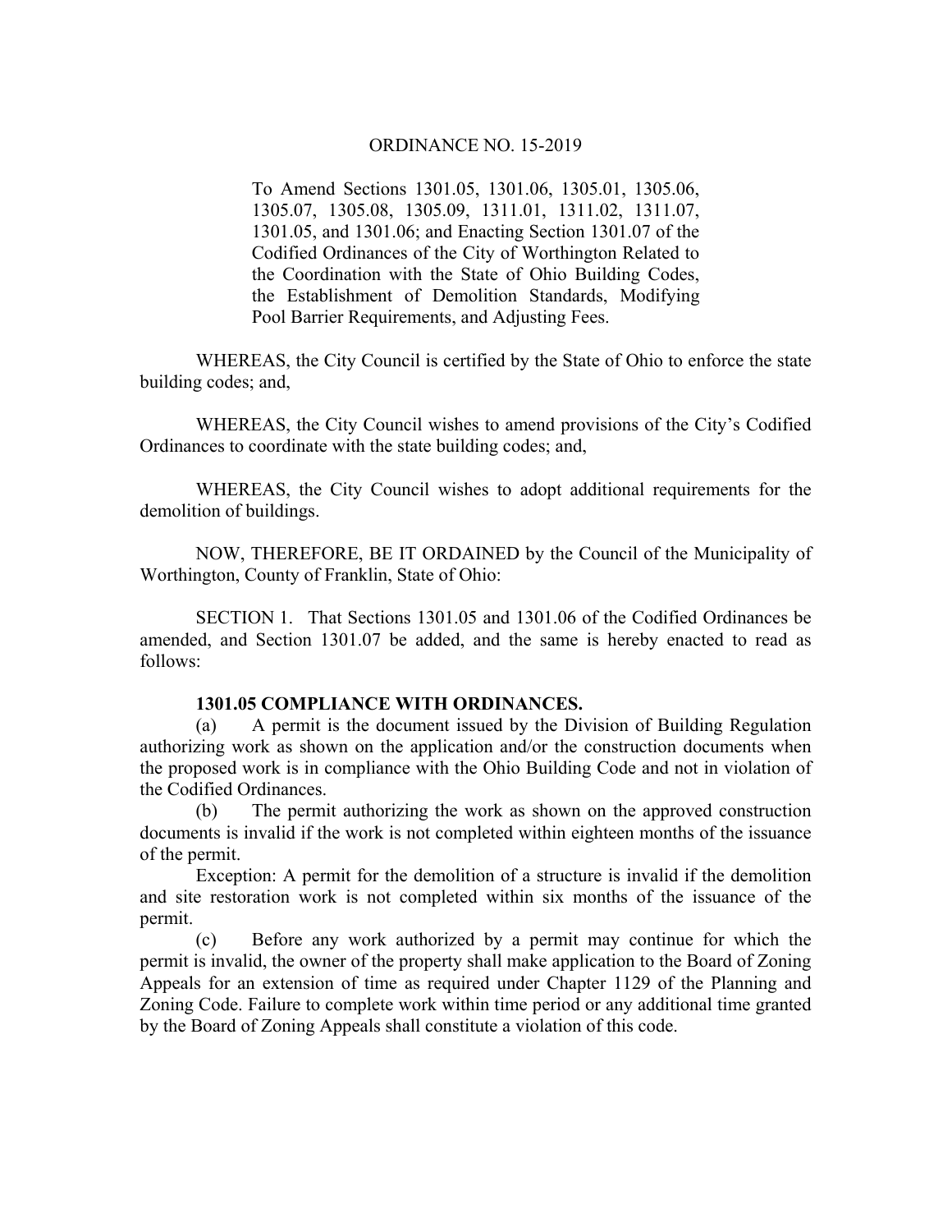# ORDINANCE NO. 15-2019

To Amend Sections 1301.05, 1301.06, 1305.01, 1305.06, 1305.07, 1305.08, 1305.09, 1311.01, 1311.02, 1311.07, 1301.05, and 1301.06; and Enacting Section 1301.07 of the Codified Ordinances of the City of Worthington Related to the Coordination with the State of Ohio Building Codes, the Establishment of Demolition Standards, Modifying Pool Barrier Requirements, and Adjusting Fees.

WHEREAS, the City Council is certified by the State of Ohio to enforce the state building codes; and,

WHEREAS, the City Council wishes to amend provisions of the City's Codified Ordinances to coordinate with the state building codes; and,

WHEREAS, the City Council wishes to adopt additional requirements for the demolition of buildings.

NOW, THEREFORE, BE IT ORDAINED by the Council of the Municipality of Worthington, County of Franklin, State of Ohio:

SECTION 1. That Sections 1301.05 and 1301.06 of the Codified Ordinances be amended, and Section 1301.07 be added, and the same is hereby enacted to read as follows:

**1301.05 COMPLIANCE WITH ORDINANCES.**

(a) A permit is the document issued by the Division of Building Regulation authorizing work as shown on the application and/or the construction documents when the proposed work is in compliance with the Ohio Building Code and not in violation of the Codified Ordinances.

(b) The permit authorizing the work as shown on the approved construction documents is invalid if the work is not completed within eighteen months of the issuance of the permit.

Exception: A permit for the demolition of a structure is invalid if the demolition and site restoration work is not completed within six months of the issuance of the permit.

(c) Before any work authorized by a permit may continue for which the permit is invalid, the owner of the property shall make application to the Board of Zoning Appeals for an extension of time as required under Chapter 1129 of the Planning and Zoning Code. Failure to complete work within time period or any additional time granted by the Board of Zoning Appeals shall constitute a violation of this code.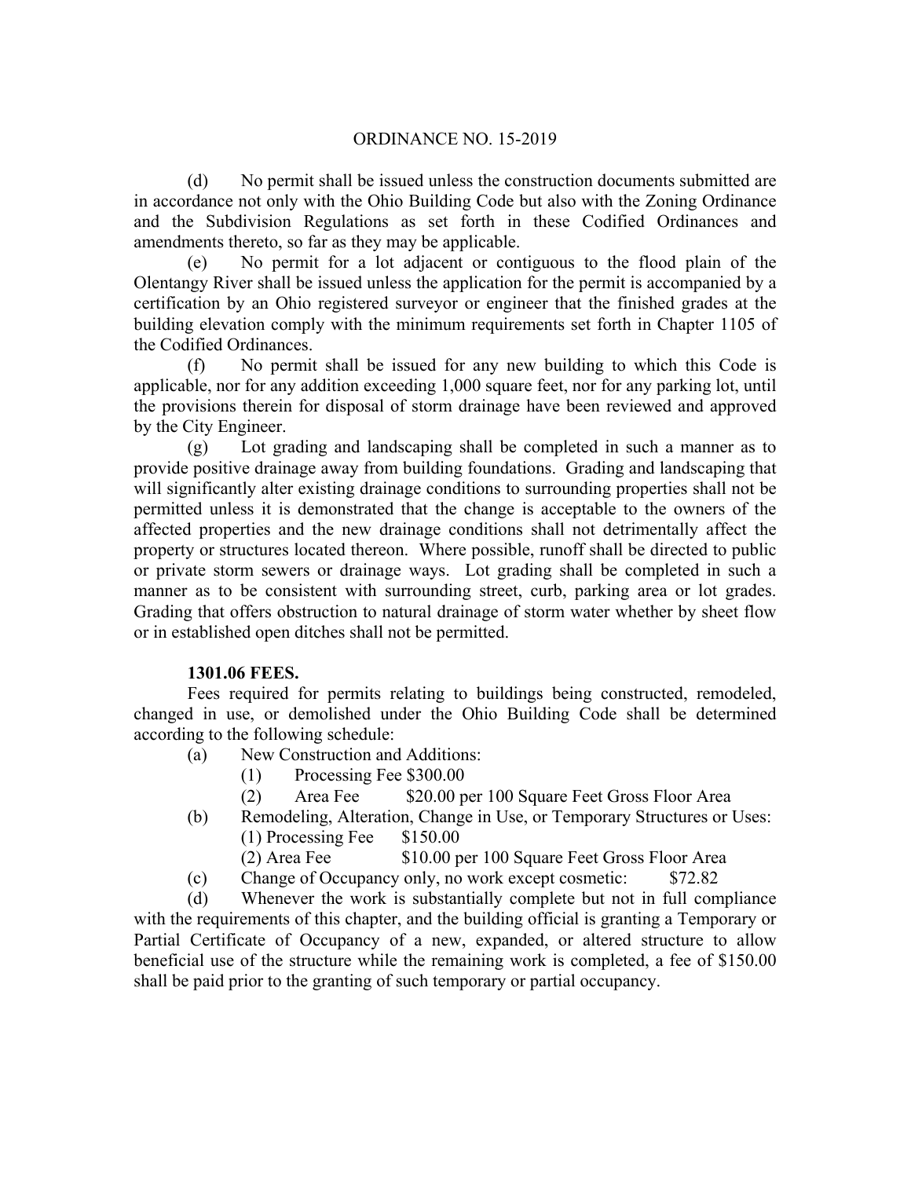ORDINANCE NO. 15-2019

(d) No permit shall be issued unless the construction documents submitted are in accordance not only with the Ohio Building Code but also with the Zoning Ordinance and the Subdivision Regulations as set forth in these Codified Ordinances and amendments thereto, so far as they may be applicable.

(e) No permit for a lot adjacent or contiguous to the flood plain of the Olentangy River shall be issued unless the application for the permit is accompanied by a certification by an Ohio registered surveyor or engineer that the finished grades at the building elevation comply with the minimum requirements set forth in Chapter 1105 of the Codified Ordinances.

(f) No permit shall be issued for any new building to which this Code is applicable, nor for any addition exceeding 1,000 square feet, nor for any parking lot, until the provisions therein for disposal of storm drainage have been reviewed and approved by the City Engineer.

(g) Lot grading and landscaping shall be completed in such a manner as to provide positive drainage away from building foundations. Grading and landscaping that will significantly alter existing drainage conditions to surrounding properties shall not be permitted unless it is demonstrated that the change is acceptable to the owners of the affected properties and the new drainage conditions shall not detrimentally affect the property or structures located thereon. Where possible, runoff shall be directed to public or private storm sewers or drainage ways. Lot grading shall be completed in such a manner as to be consistent with surrounding street, curb, parking area or lot grades. Grading that offers obstruction to natural drainage of storm water whether by sheet flow or in established open ditches shall not be permitted.

**1301.06 FEES.**

Fees required for permits relating to buildings being constructed, remodeled, changed in use, or demolished under the Ohio Building Code shall be determined according to the following schedule:

(a) New Construction and Additions:
   - (1) Processing Fee $300.00
   - (2) Area Fee $20.00 per 100 Square Feet Gross Floor Area

(b) Remodeling, Alteration, Change in Use, or Temporary Structures or Uses:
   - (1) Processing Fee $150.00
   - (2) Area Fee $10.00 per 100 Square Feet Gross Floor Area

(c) Change of Occupancy only, no work except cosmetic: $72.82

(d) Whenever the work is substantially complete but not in full compliance with the requirements of this chapter, and the building official is granting a Temporary or Partial Certificate of Occupancy of a new, expanded, or altered structure to allow beneficial use of the structure while the remaining work is completed, a fee of $150.00 shall be paid prior to the granting of such temporary or partial occupancy.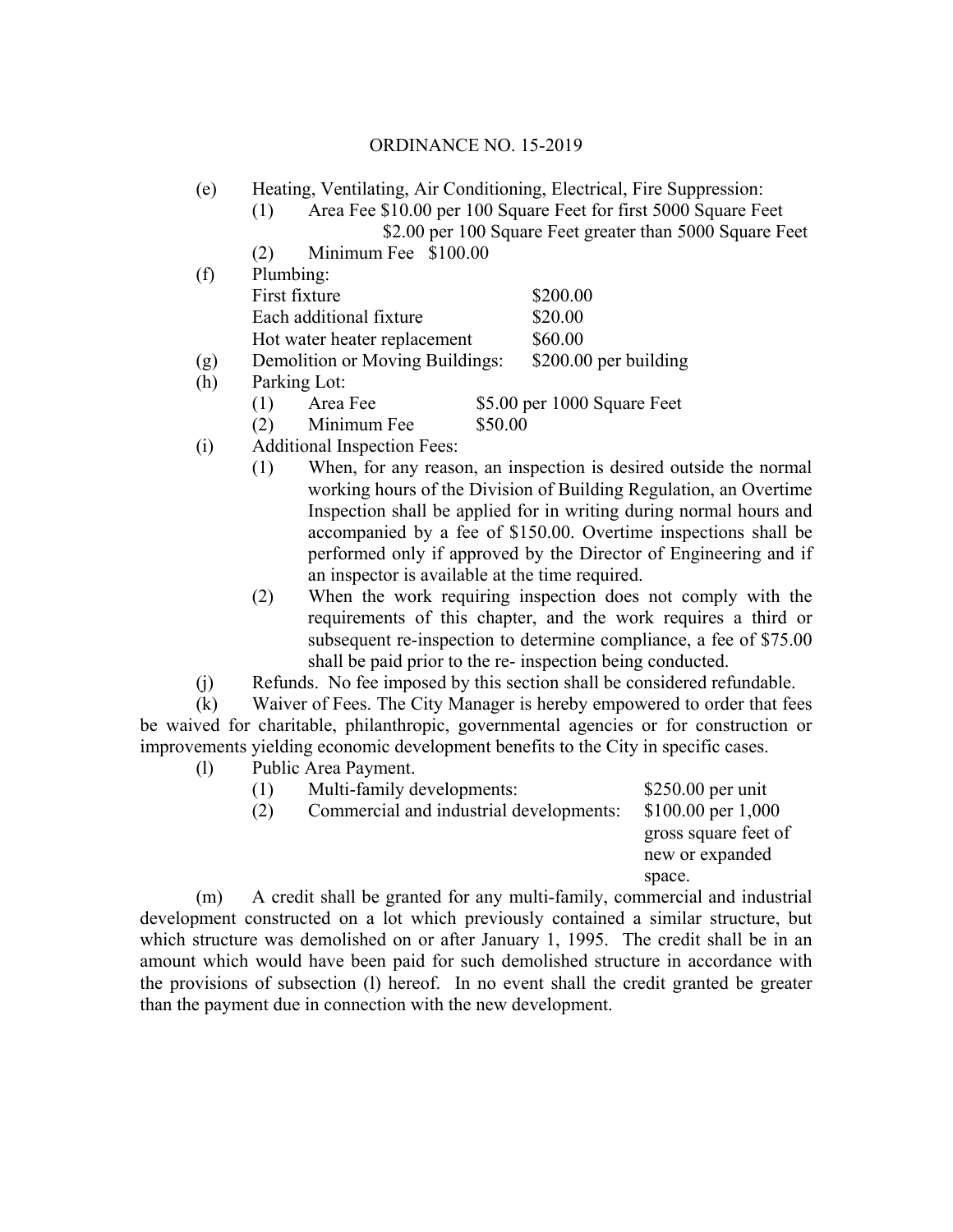ORDINANCE NO. 15-2019

(e) Heating, Ventilating, Air Conditioning, Electrical, Fire Suppression:

(1) Area Fee $10.00 per 100 Square Feet for first 5000 Square Feet
$2.00 per 100 Square Feet greater than 5000 Square Feet

(2) Minimum Fee $100.00

(f) Plumbing:

| | |
|---|---|
| First fixture | $200.00 |
| Each additional fixture | $20.00 |
| Hot water heater replacement | $60.00 |

(g) Demolition or Moving Buildings: $200.00 per building

(h) Parking Lot:

(1) Area Fee $5.00 per 1000 Square Feet

(2) Minimum Fee $50.00

(i) Additional Inspection Fees:

(1) When, for any reason, an inspection is desired outside the normal working hours of the Division of Building Regulation, an Overtime Inspection shall be applied for in writing during normal hours and accompanied by a fee of $150.00. Overtime inspections shall be performed only if approved by the Director of Engineering and if an inspector is available at the time required.

(2) When the work requiring inspection does not comply with the requirements of this chapter, and the work requires a third or subsequent re-inspection to determine compliance, a fee of $75.00 shall be paid prior to the re- inspection being conducted.

(j) Refunds. No fee imposed by this section shall be considered refundable.

(k) Waiver of Fees. The City Manager is hereby empowered to order that fees be waived for charitable, philanthropic, governmental agencies or for construction or improvements yielding economic development benefits to the City in specific cases.

(l) Public Area Payment.

(1) Multi-family developments: $250.00 per unit

(2) Commercial and industrial developments: $100.00 per 1,000 gross square feet of new or expanded space.

(m) A credit shall be granted for any multi-family, commercial and industrial development constructed on a lot which previously contained a similar structure, but which structure was demolished on or after January 1, 1995. The credit shall be in an amount which would have been paid for such demolished structure in accordance with the provisions of subsection (l) hereof. In no event shall the credit granted be greater than the payment due in connection with the new development.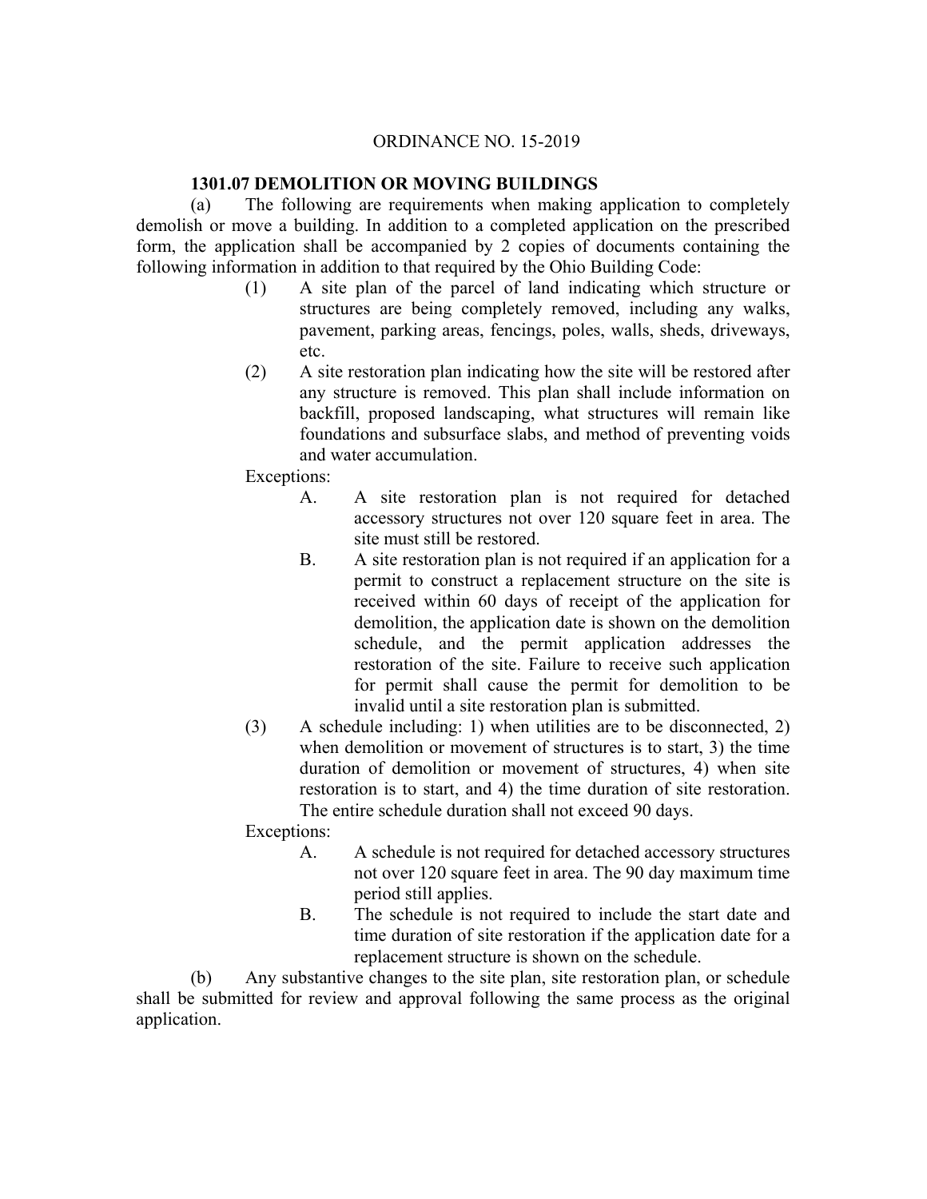ORDINANCE NO. 15-2019

**1301.07 DEMOLITION OR MOVING BUILDINGS**

(a) The following are requirements when making application to completely demolish or move a building. In addition to a completed application on the prescribed form, the application shall be accompanied by 2 copies of documents containing the following information in addition to that required by the Ohio Building Code:

(1) A site plan of the parcel of land indicating which structure or structures are being completely removed, including any walks, pavement, parking areas, fencings, poles, walls, sheds, driveways, etc.

(2) A site restoration plan indicating how the site will be restored after any structure is removed. This plan shall include information on backfill, proposed landscaping, what structures will remain like foundations and subsurface slabs, and method of preventing voids and water accumulation.

Exceptions:

A. A site restoration plan is not required for detached accessory structures not over 120 square feet in area. The site must still be restored.

B. A site restoration plan is not required if an application for a permit to construct a replacement structure on the site is received within 60 days of receipt of the application for demolition, the application date is shown on the demolition schedule, and the permit application addresses the restoration of the site. Failure to receive such application for permit shall cause the permit for demolition to be invalid until a site restoration plan is submitted.

(3) A schedule including: 1) when utilities are to be disconnected, 2) when demolition or movement of structures is to start, 3) the time duration of demolition or movement of structures, 4) when site restoration is to start, and 4) the time duration of site restoration. The entire schedule duration shall not exceed 90 days.

Exceptions:

A. A schedule is not required for detached accessory structures not over 120 square feet in area. The 90 day maximum time period still applies.

B. The schedule is not required to include the start date and time duration of site restoration if the application date for a replacement structure is shown on the schedule.

(b) Any substantive changes to the site plan, site restoration plan, or schedule shall be submitted for review and approval following the same process as the original application.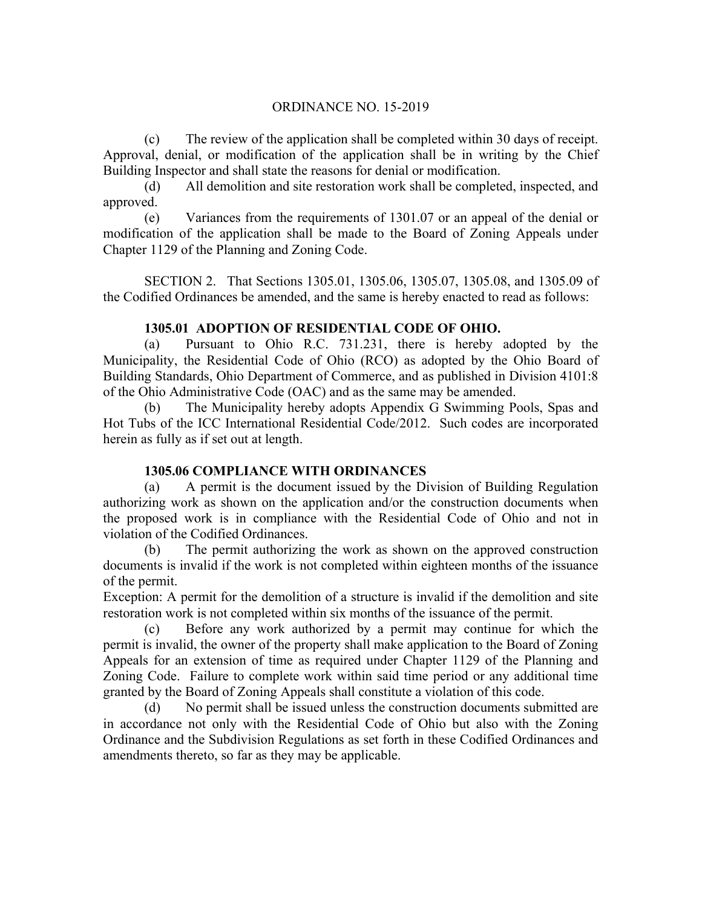(c) The review of the application shall be completed within 30 days of receipt. Approval, denial, or modification of the application shall be in writing by the Chief Building Inspector and shall state the reasons for denial or modification.

(d) All demolition and site restoration work shall be completed, inspected, and approved.

(e) Variances from the requirements of 1301.07 or an appeal of the denial or modification of the application shall be made to the Board of Zoning Appeals under Chapter 1129 of the Planning and Zoning Code.

SECTION 2. That Sections 1305.01, 1305.06, 1305.07, 1305.08, and 1305.09 of the Codified Ordinances be amended, and the same is hereby enacted to read as follows:

**1305.01 ADOPTION OF RESIDENTIAL CODE OF OHIO.**

(a) Pursuant to Ohio R.C. 731.231, there is hereby adopted by the Municipality, the Residential Code of Ohio (RCO) as adopted by the Ohio Board of Building Standards, Ohio Department of Commerce, and as published in Division 4101:8 of the Ohio Administrative Code (OAC) and as the same may be amended.

(b) The Municipality hereby adopts Appendix G Swimming Pools, Spas and Hot Tubs of the ICC International Residential Code/2012. Such codes are incorporated herein as fully as if set out at length.

**1305.06 COMPLIANCE WITH ORDINANCES**

(a) A permit is the document issued by the Division of Building Regulation authorizing work as shown on the application and/or the construction documents when the proposed work is in compliance with the Residential Code of Ohio and not in violation of the Codified Ordinances.

(b) The permit authorizing the work as shown on the approved construction documents is invalid if the work is not completed within eighteen months of the issuance of the permit.

Exception: A permit for the demolition of a structure is invalid if the demolition and site restoration work is not completed within six months of the issuance of the permit.

(c) Before any work authorized by a permit may continue for which the permit is invalid, the owner of the property shall make application to the Board of Zoning Appeals for an extension of time as required under Chapter 1129 of the Planning and Zoning Code. Failure to complete work within said time period or any additional time granted by the Board of Zoning Appeals shall constitute a violation of this code.

(d) No permit shall be issued unless the construction documents submitted are in accordance not only with the Residential Code of Ohio but also with the Zoning Ordinance and the Subdivision Regulations as set forth in these Codified Ordinances and amendments thereto, so far as they may be applicable.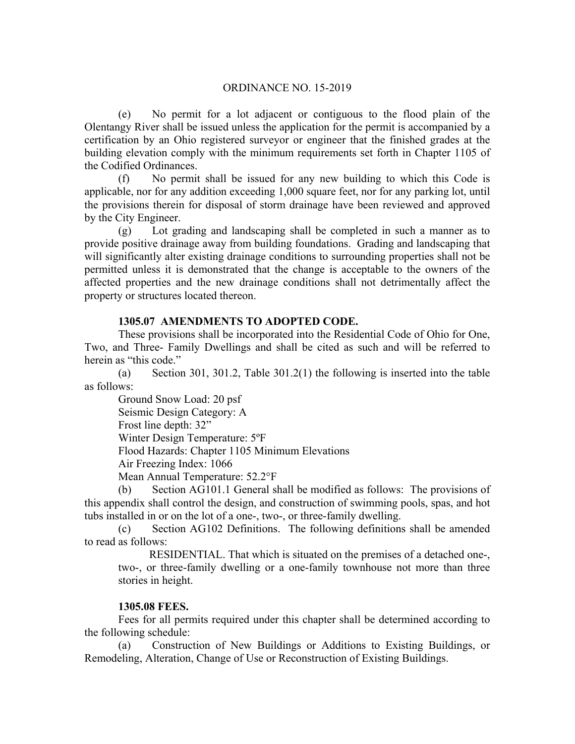(e) No permit for a lot adjacent or contiguous to the flood plain of the Olentangy River shall be issued unless the application for the permit is accompanied by a certification by an Ohio registered surveyor or engineer that the finished grades at the building elevation comply with the minimum requirements set forth in Chapter 1105 of the Codified Ordinances.

(f) No permit shall be issued for any new building to which this Code is applicable, nor for any addition exceeding 1,000 square feet, nor for any parking lot, until the provisions therein for disposal of storm drainage have been reviewed and approved by the City Engineer.

(g) Lot grading and landscaping shall be completed in such a manner as to provide positive drainage away from building foundations. Grading and landscaping that will significantly alter existing drainage conditions to surrounding properties shall not be permitted unless it is demonstrated that the change is acceptable to the owners of the affected properties and the new drainage conditions shall not detrimentally affect the property or structures located thereon.

**1305.07 AMENDMENTS TO ADOPTED CODE.**

These provisions shall be incorporated into the Residential Code of Ohio for One, Two, and Three- Family Dwellings and shall be cited as such and will be referred to herein as "this code."

(a) Section 301, 301.2, Table 301.2(1) the following is inserted into the table as follows:

Ground Snow Load: 20 psf
Seismic Design Category: A
Frost line depth: 32"
Winter Design Temperature: 5ºF
Flood Hazards: Chapter 1105 Minimum Elevations
Air Freezing Index: 1066
Mean Annual Temperature: 52.2°F

(b) Section AG101.1 General shall be modified as follows: The provisions of this appendix shall control the design, and construction of swimming pools, spas, and hot tubs installed in or on the lot of a one-, two-, or three-family dwelling.

(c) Section AG102 Definitions. The following definitions shall be amended to read as follows:

RESIDENTIAL. That which is situated on the premises of a detached one-, two-, or three-family dwelling or a one-family townhouse not more than three stories in height.

**1305.08 FEES.**

Fees for all permits required under this chapter shall be determined according to the following schedule:

(a) Construction of New Buildings or Additions to Existing Buildings, or Remodeling, Alteration, Change of Use or Reconstruction of Existing Buildings.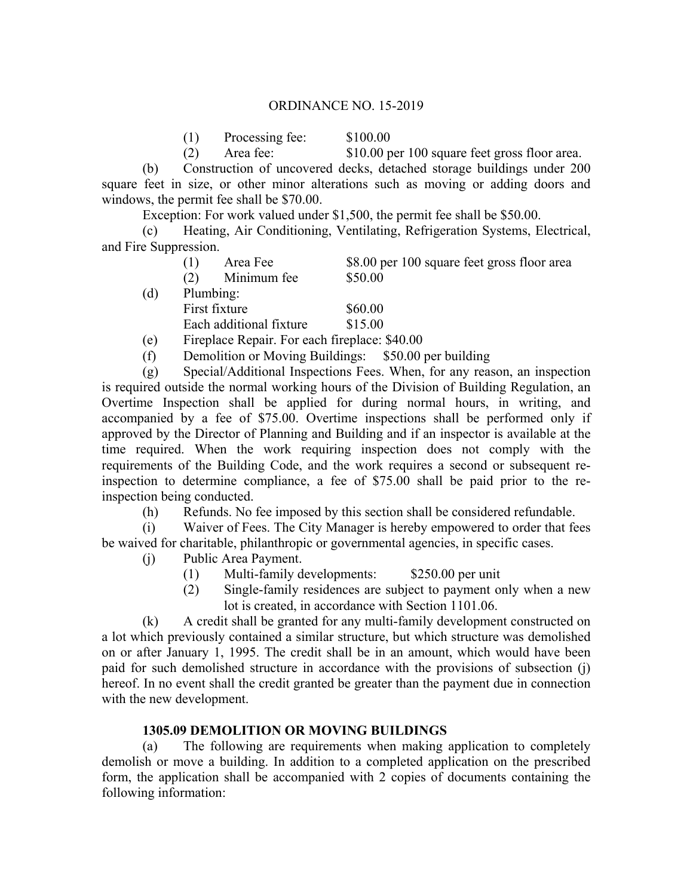(1) Processing fee: $100.00

(2) Area fee: $10.00 per 100 square feet gross floor area.

(b) Construction of uncovered decks, detached storage buildings under 200 square feet in size, or other minor alterations such as moving or adding doors and windows, the permit fee shall be $70.00.

Exception: For work valued under $1,500, the permit fee shall be $50.00.

(c) Heating, Air Conditioning, Ventilating, Refrigeration Systems, Electrical, and Fire Suppression.

(1) Area Fee $8.00 per 100 square feet gross floor area

(2) Minimum fee $50.00

(d) Plumbing:

First fixture $60.00

Each additional fixture $15.00

(e) Fireplace Repair. For each fireplace: $40.00

(f) Demolition or Moving Buildings: $50.00 per building

(g) Special/Additional Inspections Fees. When, for any reason, an inspection is required outside the normal working hours of the Division of Building Regulation, an Overtime Inspection shall be applied for during normal hours, in writing, and accompanied by a fee of $75.00. Overtime inspections shall be performed only if approved by the Director of Planning and Building and if an inspector is available at the time required. When the work requiring inspection does not comply with the requirements of the Building Code, and the work requires a second or subsequent re-inspection to determine compliance, a fee of $75.00 shall be paid prior to the re-inspection being conducted.

(h) Refunds. No fee imposed by this section shall be considered refundable.

(i) Waiver of Fees. The City Manager is hereby empowered to order that fees be waived for charitable, philanthropic or governmental agencies, in specific cases.

(j) Public Area Payment.

(1) Multi-family developments: $250.00 per unit

(2) Single-family residences are subject to payment only when a new lot is created, in accordance with Section 1101.06.

(k) A credit shall be granted for any multi-family development constructed on a lot which previously contained a similar structure, but which structure was demolished on or after January 1, 1995. The credit shall be in an amount, which would have been paid for such demolished structure in accordance with the provisions of subsection (j) hereof. In no event shall the credit granted be greater than the payment due in connection with the new development.

**1305.09 DEMOLITION OR MOVING BUILDINGS**

(a) The following are requirements when making application to completely demolish or move a building. In addition to a completed application on the prescribed form, the application shall be accompanied with 2 copies of documents containing the following information: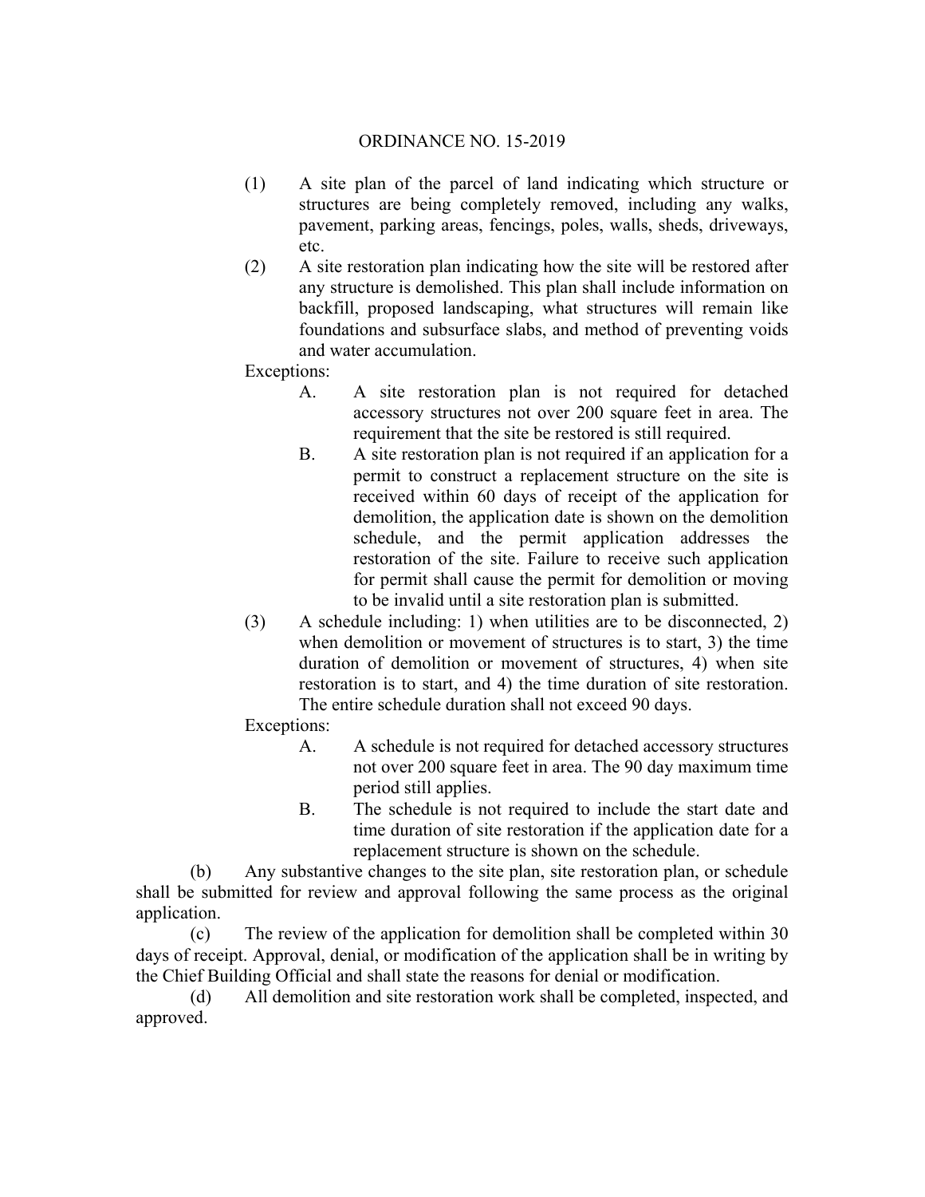(1) A site plan of the parcel of land indicating which structure or structures are being completely removed, including any walks, pavement, parking areas, fencings, poles, walls, sheds, driveways, etc.

(2) A site restoration plan indicating how the site will be restored after any structure is demolished. This plan shall include information on backfill, proposed landscaping, what structures will remain like foundations and subsurface slabs, and method of preventing voids and water accumulation.

Exceptions:

A. A site restoration plan is not required for detached accessory structures not over 200 square feet in area. The requirement that the site be restored is still required.

B. A site restoration plan is not required if an application for a permit to construct a replacement structure on the site is received within 60 days of receipt of the application for demolition, the application date is shown on the demolition schedule, and the permit application addresses the restoration of the site. Failure to receive such application for permit shall cause the permit for demolition or moving to be invalid until a site restoration plan is submitted.

(3) A schedule including: 1) when utilities are to be disconnected, 2) when demolition or movement of structures is to start, 3) the time duration of demolition or movement of structures, 4) when site restoration is to start, and 4) the time duration of site restoration. The entire schedule duration shall not exceed 90 days.

Exceptions:

A. A schedule is not required for detached accessory structures not over 200 square feet in area. The 90 day maximum time period still applies.

B. The schedule is not required to include the start date and time duration of site restoration if the application date for a replacement structure is shown on the schedule.

(b) Any substantive changes to the site plan, site restoration plan, or schedule shall be submitted for review and approval following the same process as the original application.

(c) The review of the application for demolition shall be completed within 30 days of receipt. Approval, denial, or modification of the application shall be in writing by the Chief Building Official and shall state the reasons for denial or modification.

(d) All demolition and site restoration work shall be completed, inspected, and approved.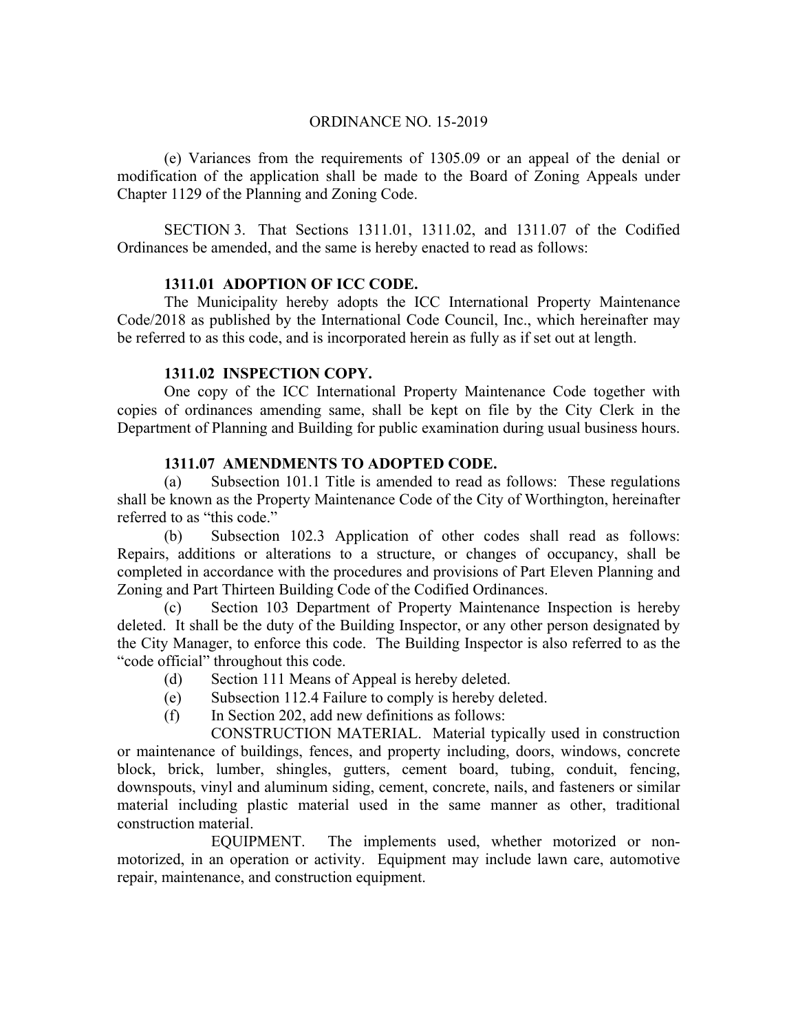ORDINANCE NO. 15-2019

(e) Variances from the requirements of 1305.09 or an appeal of the denial or modification of the application shall be made to the Board of Zoning Appeals under Chapter 1129 of the Planning and Zoning Code.

SECTION 3. That Sections 1311.01, 1311.02, and 1311.07 of the Codified Ordinances be amended, and the same is hereby enacted to read as follows:

**1311.01 ADOPTION OF ICC CODE.**

The Municipality hereby adopts the ICC International Property Maintenance Code/2018 as published by the International Code Council, Inc., which hereinafter may be referred to as this code, and is incorporated herein as fully as if set out at length.

**1311.02 INSPECTION COPY.**

One copy of the ICC International Property Maintenance Code together with copies of ordinances amending same, shall be kept on file by the City Clerk in the Department of Planning and Building for public examination during usual business hours.

**1311.07 AMENDMENTS TO ADOPTED CODE.**

(a) Subsection 101.1 Title is amended to read as follows: These regulations shall be known as the Property Maintenance Code of the City of Worthington, hereinafter referred to as "this code."

(b) Subsection 102.3 Application of other codes shall read as follows: Repairs, additions or alterations to a structure, or changes of occupancy, shall be completed in accordance with the procedures and provisions of Part Eleven Planning and Zoning and Part Thirteen Building Code of the Codified Ordinances.

(c) Section 103 Department of Property Maintenance Inspection is hereby deleted. It shall be the duty of the Building Inspector, or any other person designated by the City Manager, to enforce this code. The Building Inspector is also referred to as the "code official" throughout this code.

(d) Section 111 Means of Appeal is hereby deleted.

(e) Subsection 112.4 Failure to comply is hereby deleted.

(f) In Section 202, add new definitions as follows:

CONSTRUCTION MATERIAL. Material typically used in construction or maintenance of buildings, fences, and property including, doors, windows, concrete block, brick, lumber, shingles, gutters, cement board, tubing, conduit, fencing, downspouts, vinyl and aluminum siding, cement, concrete, nails, and fasteners or similar material including plastic material used in the same manner as other, traditional construction material.

EQUIPMENT. The implements used, whether motorized or non-motorized, in an operation or activity. Equipment may include lawn care, automotive repair, maintenance, and construction equipment.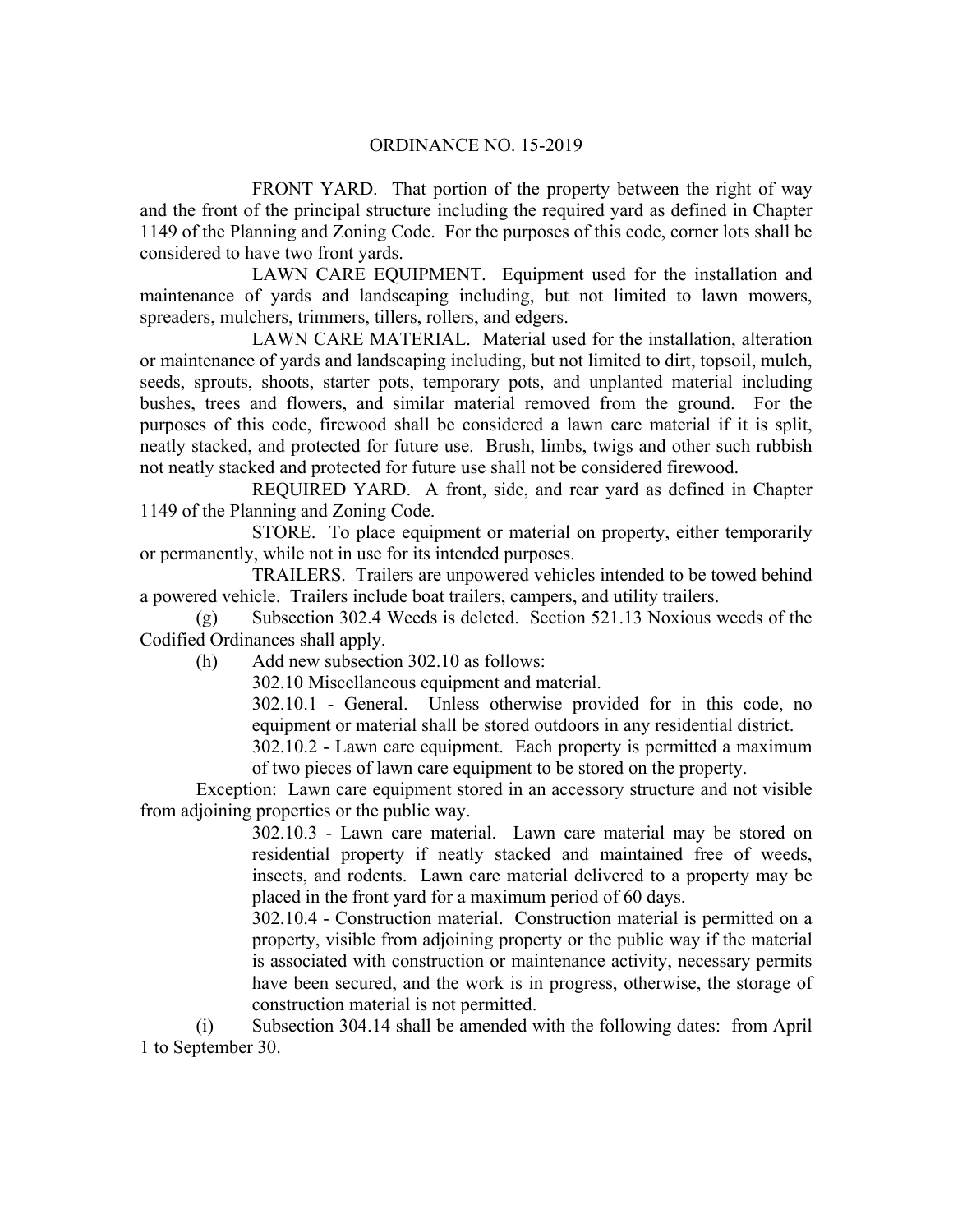ORDINANCE NO. 15-2019

FRONT YARD. That portion of the property between the right of way and the front of the principal structure including the required yard as defined in Chapter 1149 of the Planning and Zoning Code. For the purposes of this code, corner lots shall be considered to have two front yards.

LAWN CARE EQUIPMENT. Equipment used for the installation and maintenance of yards and landscaping including, but not limited to lawn mowers, spreaders, mulchers, trimmers, tillers, rollers, and edgers.

LAWN CARE MATERIAL. Material used for the installation, alteration or maintenance of yards and landscaping including, but not limited to dirt, topsoil, mulch, seeds, sprouts, shoots, starter pots, temporary pots, and unplanted material including bushes, trees and flowers, and similar material removed from the ground. For the purposes of this code, firewood shall be considered a lawn care material if it is split, neatly stacked, and protected for future use. Brush, limbs, twigs and other such rubbish not neatly stacked and protected for future use shall not be considered firewood.

REQUIRED YARD. A front, side, and rear yard as defined in Chapter 1149 of the Planning and Zoning Code.

STORE. To place equipment or material on property, either temporarily or permanently, while not in use for its intended purposes.

TRAILERS. Trailers are unpowered vehicles intended to be towed behind a powered vehicle. Trailers include boat trailers, campers, and utility trailers.

(g) Subsection 302.4 Weeds is deleted. Section 521.13 Noxious weeds of the Codified Ordinances shall apply.

(h) Add new subsection 302.10 as follows:

302.10 Miscellaneous equipment and material.

302.10.1 - General. Unless otherwise provided for in this code, no equipment or material shall be stored outdoors in any residential district.

302.10.2 - Lawn care equipment. Each property is permitted a maximum of two pieces of lawn care equipment to be stored on the property.

Exception: Lawn care equipment stored in an accessory structure and not visible from adjoining properties or the public way.

302.10.3 - Lawn care material. Lawn care material may be stored on residential property if neatly stacked and maintained free of weeds, insects, and rodents. Lawn care material delivered to a property may be placed in the front yard for a maximum period of 60 days.

302.10.4 - Construction material. Construction material is permitted on a property, visible from adjoining property or the public way if the material is associated with construction or maintenance activity, necessary permits have been secured, and the work is in progress, otherwise, the storage of construction material is not permitted.

(i) Subsection 304.14 shall be amended with the following dates: from April 1 to September 30.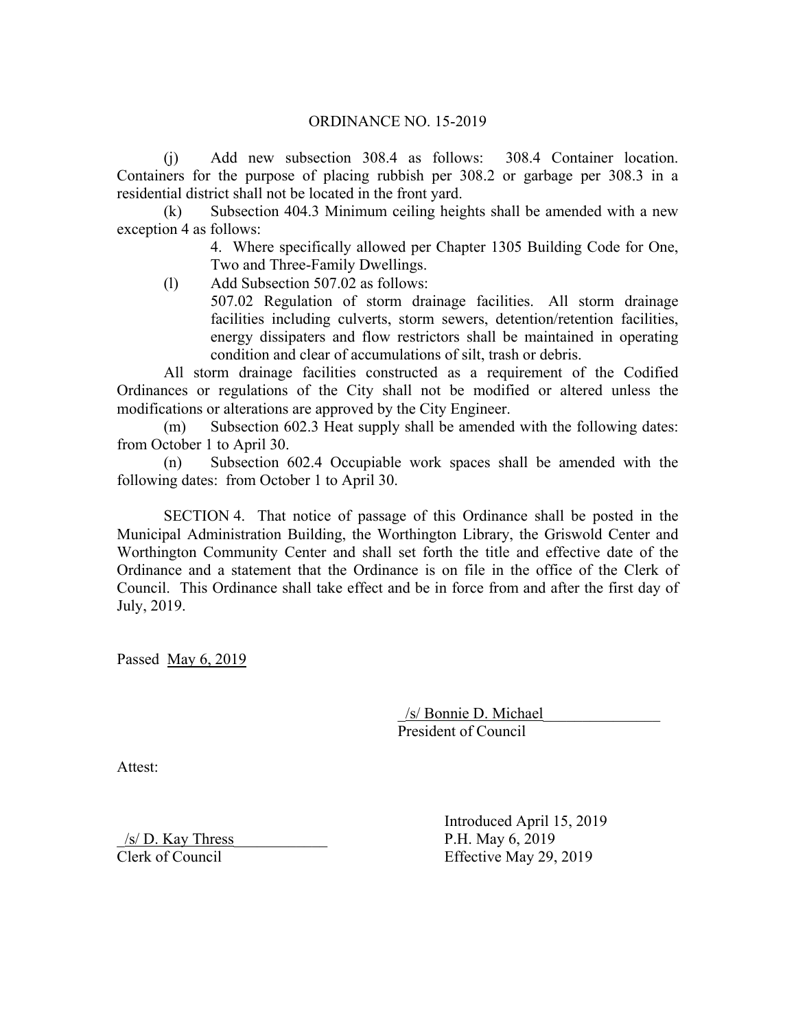ORDINANCE NO. 15-2019

(j) Add new subsection 308.4 as follows: 308.4 Container location. Containers for the purpose of placing rubbish per 308.2 or garbage per 308.3 in a residential district shall not be located in the front yard.

(k) Subsection 404.3 Minimum ceiling heights shall be amended with a new exception 4 as follows:

> 4. Where specifically allowed per Chapter 1305 Building Code for One, Two and Three-Family Dwellings.

(l) Add Subsection 507.02 as follows:

> 507.02 Regulation of storm drainage facilities. All storm drainage facilities including culverts, storm sewers, detention/retention facilities, energy dissipaters and flow restrictors shall be maintained in operating condition and clear of accumulations of silt, trash or debris.

All storm drainage facilities constructed as a requirement of the Codified Ordinances or regulations of the City shall not be modified or altered unless the modifications or alterations are approved by the City Engineer.

(m) Subsection 602.3 Heat supply shall be amended with the following dates: from October 1 to April 30.

(n) Subsection 602.4 Occupiable work spaces shall be amended with the following dates: from October 1 to April 30.

SECTION 4. That notice of passage of this Ordinance shall be posted in the Municipal Administration Building, the Worthington Library, the Griswold Center and Worthington Community Center and shall set forth the title and effective date of the Ordinance and a statement that the Ordinance is on file in the office of the Clerk of Council. This Ordinance shall take effect and be in force from and after the first day of July, 2019.

Passed May 6, 2019

/s/ Bonnie D. Michael
President of Council

Attest:

/s/ D. Kay Thress
Clerk of Council

Introduced April 15, 2019
P.H. May 6, 2019
Effective May 29, 2019